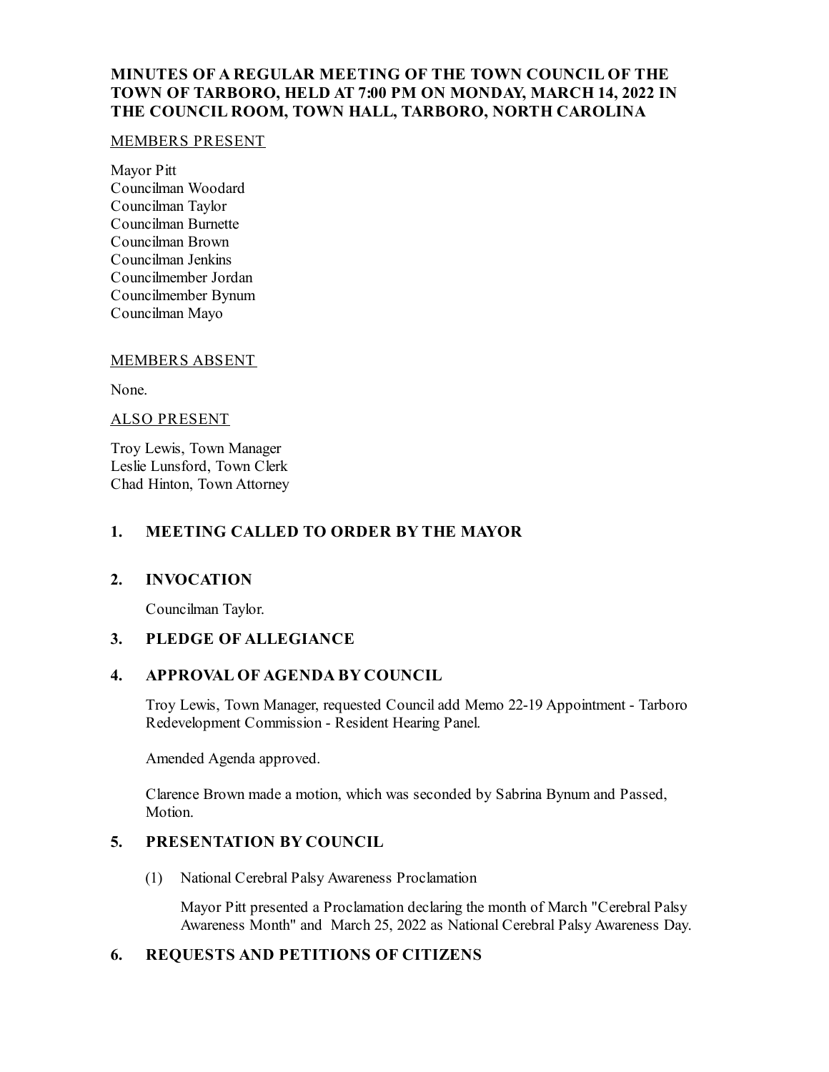# MINUTES OF A REGULAR MEETING OF THE TOWN COUNCIL OF THE TOWN OF TARBORO, HELD AT 7:00 PM ON MONDAY, MARCH 14, 2022 IN THE COUNCIL ROOM, TOWN HALL, TARBORO, NORTH CAROLINA

MEMBERS PRESENT

Mayor Pitt
Councilman Woodard
Councilman Taylor
Councilman Burnette
Councilman Brown
Councilman Jenkins
Councilmember Jordan
Councilmember Bynum
Councilman Mayo

MEMBERS ABSENT

None.

ALSO PRESENT

Troy Lewis, Town Manager
Leslie Lunsford, Town Clerk
Chad Hinton, Town Attorney

## 1. MEETING CALLED TO ORDER BY THE MAYOR

## 2. INVOCATION

Councilman Taylor.

## 3. PLEDGE OF ALLEGIANCE

## 4. APPROVAL OF AGENDA BY COUNCIL

Troy Lewis, Town Manager, requested Council add Memo 22-19 Appointment - Tarboro Redevelopment Commission - Resident Hearing Panel.

Amended Agenda approved.

Clarence Brown made a motion, which was seconded by Sabrina Bynum and Passed, Motion.

## 5. PRESENTATION BY COUNCIL

(1) National Cerebral Palsy Awareness Proclamation

Mayor Pitt presented a Proclamation declaring the month of March "Cerebral Palsy Awareness Month" and March 25, 2022 as National Cerebral Palsy Awareness Day.

## 6. REQUESTS AND PETITIONS OF CITIZENS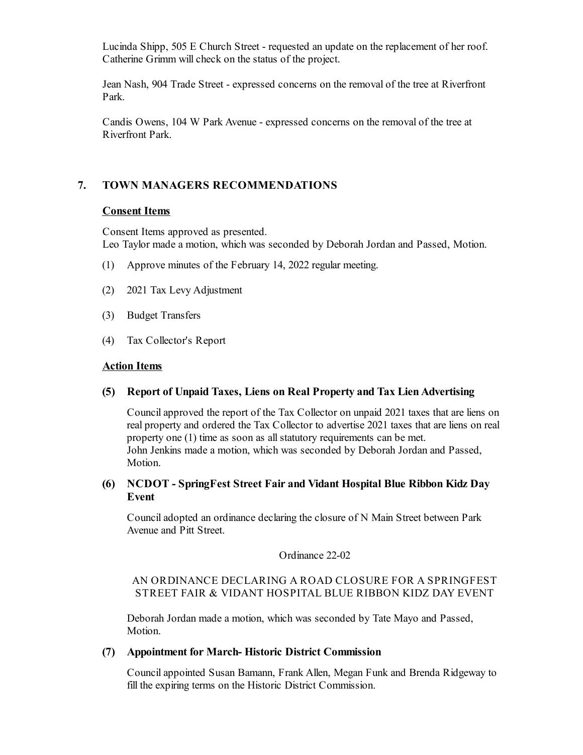Lucinda Shipp, 505 E Church Street - requested an update on the replacement of her roof. Catherine Grimm will check on the status of the project.

Jean Nash, 904 Trade Street - expressed concerns on the removal of the tree at Riverfront Park.

Candis Owens, 104 W Park Avenue - expressed concerns on the removal of the tree at Riverfront Park.

## 7. TOWN MANAGERS RECOMMENDATIONS

**Consent Items**

Consent Items approved as presented.
Leo Taylor made a motion, which was seconded by Deborah Jordan and Passed, Motion.

(1) Approve minutes of the February 14, 2022 regular meeting.

(2) 2021 Tax Levy Adjustment

(3) Budget Transfers

(4) Tax Collector's Report

**Action Items**

### (5) Report of Unpaid Taxes, Liens on Real Property and Tax Lien Advertising

Council approved the report of the Tax Collector on unpaid 2021 taxes that are liens on real property and ordered the Tax Collector to advertise 2021 taxes that are liens on real property one (1) time as soon as all statutory requirements can be met.
John Jenkins made a motion, which was seconded by Deborah Jordan and Passed, Motion.

### (6) NCDOT - SpringFest Street Fair and Vidant Hospital Blue Ribbon Kidz Day Event

Council adopted an ordinance declaring the closure of N Main Street between Park Avenue and Pitt Street.

Ordinance 22-02

AN ORDINANCE DECLARING A ROAD CLOSURE FOR A SPRINGFEST STREET FAIR & VIDANT HOSPITAL BLUE RIBBON KIDZ DAY EVENT

Deborah Jordan made a motion, which was seconded by Tate Mayo and Passed, Motion.

### (7) Appointment for March- Historic District Commission

Council appointed Susan Bamann, Frank Allen, Megan Funk and Brenda Ridgeway to fill the expiring terms on the Historic District Commission.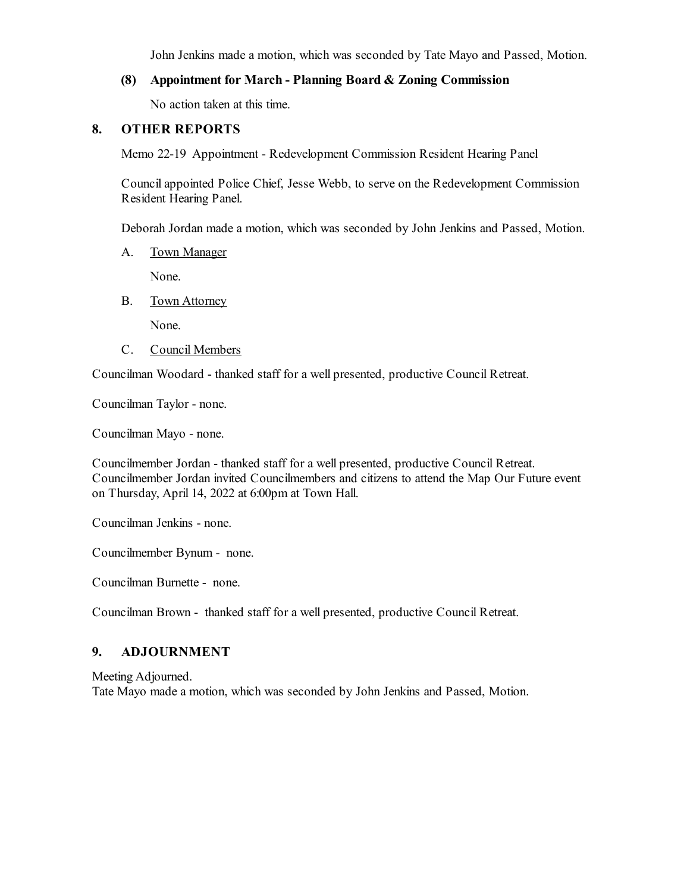John Jenkins made a motion, which was seconded by Tate Mayo and Passed, Motion.

**(8) Appointment for March - Planning Board & Zoning Commission**

No action taken at this time.

## 8. OTHER REPORTS

Memo 22-19 Appointment - Redevelopment Commission Resident Hearing Panel

Council appointed Police Chief, Jesse Webb, to serve on the Redevelopment Commission Resident Hearing Panel.

Deborah Jordan made a motion, which was seconded by John Jenkins and Passed, Motion.

A. Town Manager

None.

B. Town Attorney

None.

C. Council Members

Councilman Woodard - thanked staff for a well presented, productive Council Retreat.

Councilman Taylor - none.

Councilman Mayo - none.

Councilmember Jordan - thanked staff for a well presented, productive Council Retreat. Councilmember Jordan invited Councilmembers and citizens to attend the Map Our Future event on Thursday, April 14, 2022 at 6:00pm at Town Hall.

Councilman Jenkins - none.

Councilmember Bynum - none.

Councilman Burnette - none.

Councilman Brown - thanked staff for a well presented, productive Council Retreat.

## 9. ADJOURNMENT

Meeting Adjourned.
Tate Mayo made a motion, which was seconded by John Jenkins and Passed, Motion.